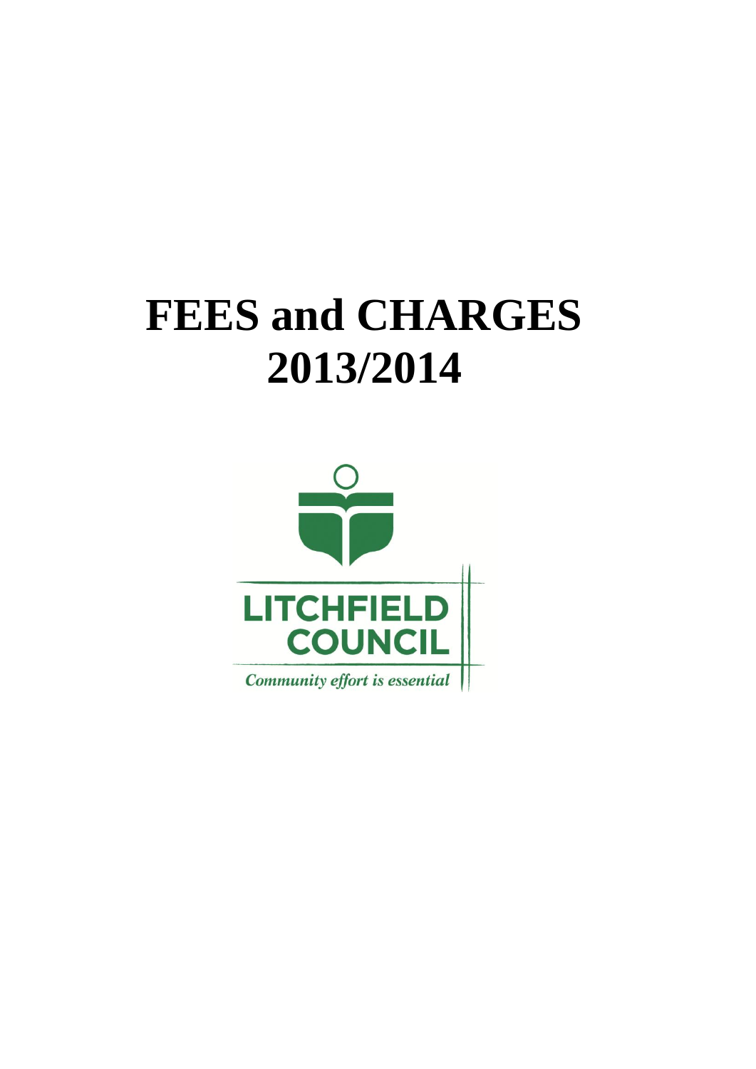# FEES and CHARGES 2013/2014

LITCHFIELD COUNCIL

*Community effort is essential*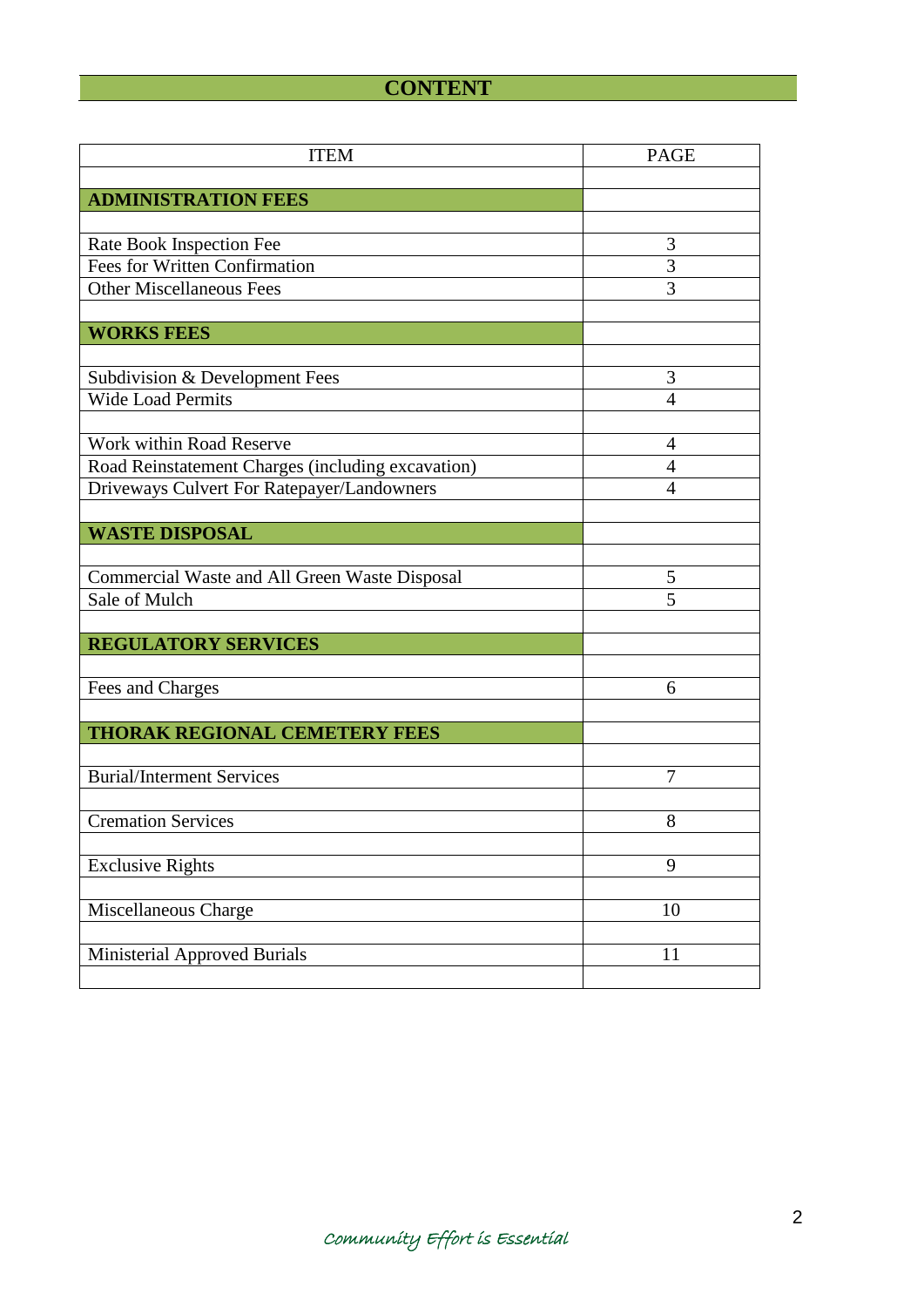# CONTENT

| ITEM | PAGE |
|---|---|
| | |
| **ADMINISTRATION FEES** | |
| | |
| Rate Book Inspection Fee | 3 |
| Fees for Written Confirmation | 3 |
| Other Miscellaneous Fees | 3 |
| | |
| **WORKS FEES** | |
| | |
| Subdivision & Development Fees | 3 |
| Wide Load Permits | 4 |
| | |
| Work within Road Reserve | 4 |
| Road Reinstatement Charges (including excavation) | 4 |
| Driveways Culvert For Ratepayer/Landowners | 4 |
| | |
| **WASTE DISPOSAL** | |
| | |
| Commercial Waste and All Green Waste Disposal | 5 |
| Sale of Mulch | 5 |
| | |
| **REGULATORY SERVICES** | |
| | |
| Fees and Charges | 6 |
| | |
| **THORAK REGIONAL CEMETERY FEES** | |
| | |
| Burial/Interment Services | 7 |
| | |
| Cremation Services | 8 |
| | |
| Exclusive Rights | 9 |
| | |
| Miscellaneous Charge | 10 |
| | |
| Ministerial Approved Burials | 11 |
| | |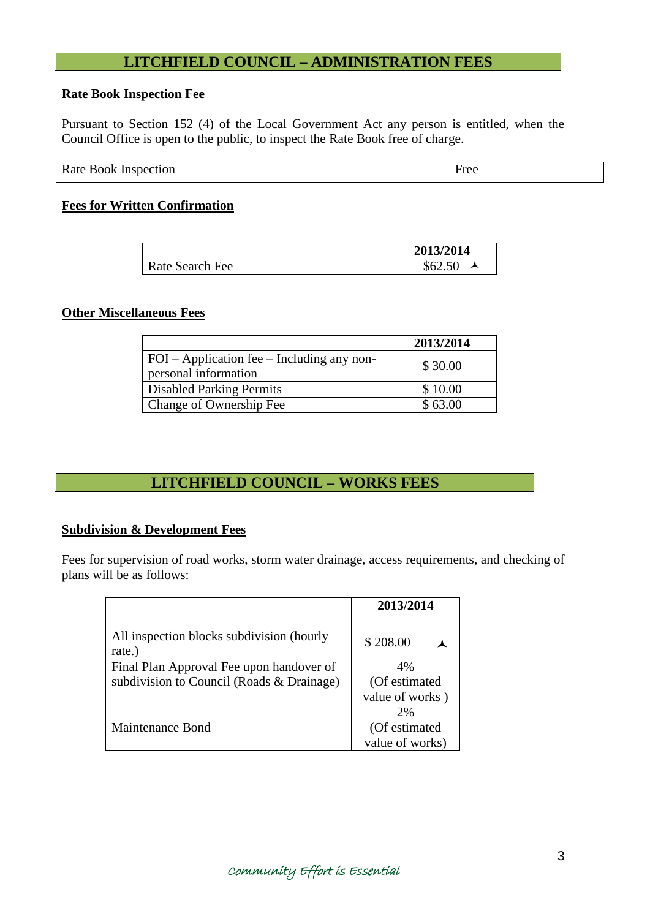## LITCHFIELD COUNCIL – ADMINISTRATION FEES

**Rate Book Inspection Fee**

Pursuant to Section 152 (4) of the Local Government Act any person is entitled, when the Council Office is open to the public, to inspect the Rate Book free of charge.

| | |
|---|---|
| Rate Book Inspection | Free |

**Fees for Written Confirmation**

| | 2013/2014 |
|---|---|
| Rate Search Fee | $62.50 ⅄ |

**Other Miscellaneous Fees**

| | 2013/2014 |
|---|---|
| FOI – Application fee – Including any non-personal information | $ 30.00 |
| Disabled Parking Permits | $ 10.00 |
| Change of Ownership Fee | $ 63.00 |

## LITCHFIELD COUNCIL – WORKS FEES

**Subdivision & Development Fees**

Fees for supervision of road works, storm water drainage, access requirements, and checking of plans will be as follows:

| | 2013/2014 |
|---|---|
| All inspection blocks subdivision (hourly rate.) | $ 208.00 ⅄ |
| Final Plan Approval Fee upon handover of subdivision to Council (Roads & Drainage) | 4% (Of estimated value of works ) |
| Maintenance Bond | 2% (Of estimated value of works) |

*Community Effort is Essential*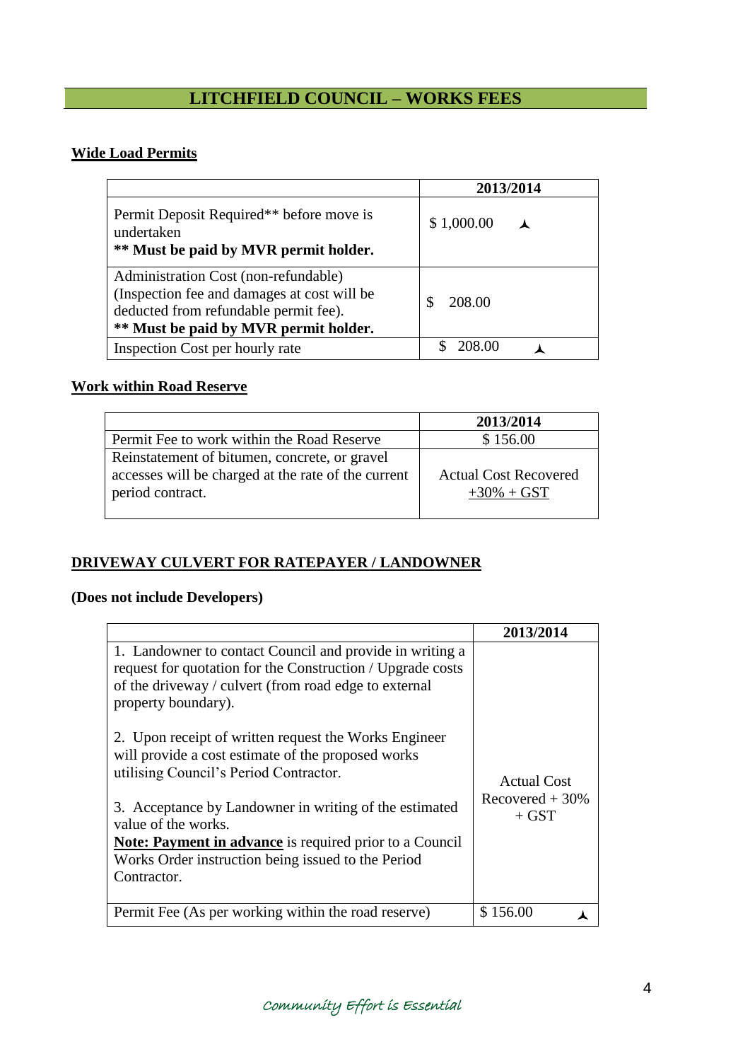# LITCHFIELD COUNCIL – WORKS FEES

## Wide Load Permits

| | 2013/2014 |
|---|---|
| Permit Deposit Required** before move is undertaken<br>**** Must be paid by MVR permit holder.** | $ 1,000.00 ⅄ |
| Administration Cost (non-refundable)<br>(Inspection fee and damages at cost will be deducted from refundable permit fee).<br>**** Must be paid by MVR permit holder.** | $ 208.00 |
| Inspection Cost per hourly rate | $ 208.00 ⅄ |

## Work within Road Reserve

| | 2013/2014 |
|---|---|
| Permit Fee to work within the Road Reserve | $ 156.00 |
| Reinstatement of bitumen, concrete, or gravel accesses will be charged at the rate of the current period contract. | Actual Cost Recovered<br>+30% + GST |

## DRIVEWAY CULVERT FOR RATEPAYER / LANDOWNER

**(Does not include Developers)**

| | 2013/2014 |
|---|---|
| 1. Landowner to contact Council and provide in writing a request for quotation for the Construction / Upgrade costs of the driveway / culvert (from road edge to external property boundary).<br><br>2. Upon receipt of written request the Works Engineer will provide a cost estimate of the proposed works utilising Council's Period Contractor.<br><br>3. Acceptance by Landowner in writing of the estimated value of the works.<br>**Note: Payment in advance** is required prior to a Council Works Order instruction being issued to the Period Contractor. | Actual Cost Recovered + 30% + GST |
| Permit Fee (As per working within the road reserve) | $ 156.00 ⅄ |

*Community Effort is Essential*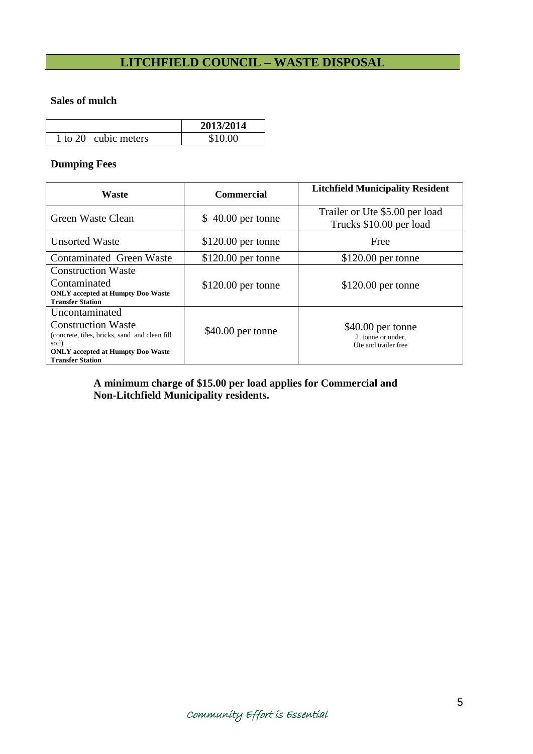# LITCHFIELD COUNCIL – WASTE DISPOSAL

**Sales of mulch**

| | 2013/2014 |
|---|---|
| 1 to 20 cubic meters | $10.00 |

**Dumping Fees**

| Waste | Commercial | Litchfield Municipality Resident |
|---|---|---|
| Green Waste Clean | $ 40.00 per tonne | Trailer or Ute $5.00 per load<br>Trucks $10.00 per load |
| Unsorted Waste | $120.00 per tonne | Free |
| Contaminated Green Waste | $120.00 per tonne | $120.00 per tonne |
| Construction Waste Contaminated<br>**ONLY accepted at Humpty Doo Waste Transfer Station** | $120.00 per tonne | $120.00 per tonne |
| Uncontaminated Construction Waste<br>(concrete, tiles, bricks, sand and clean fill soil)<br>**ONLY accepted at Humpty Doo Waste Transfer Station** | $40.00 per tonne | $40.00 per tonne<br>2 tonne or under,<br>Ute and trailer free |

**A minimum charge of $15.00 per load applies for Commercial and Non-Litchfield Municipality residents.**

*Community Effort is Essential*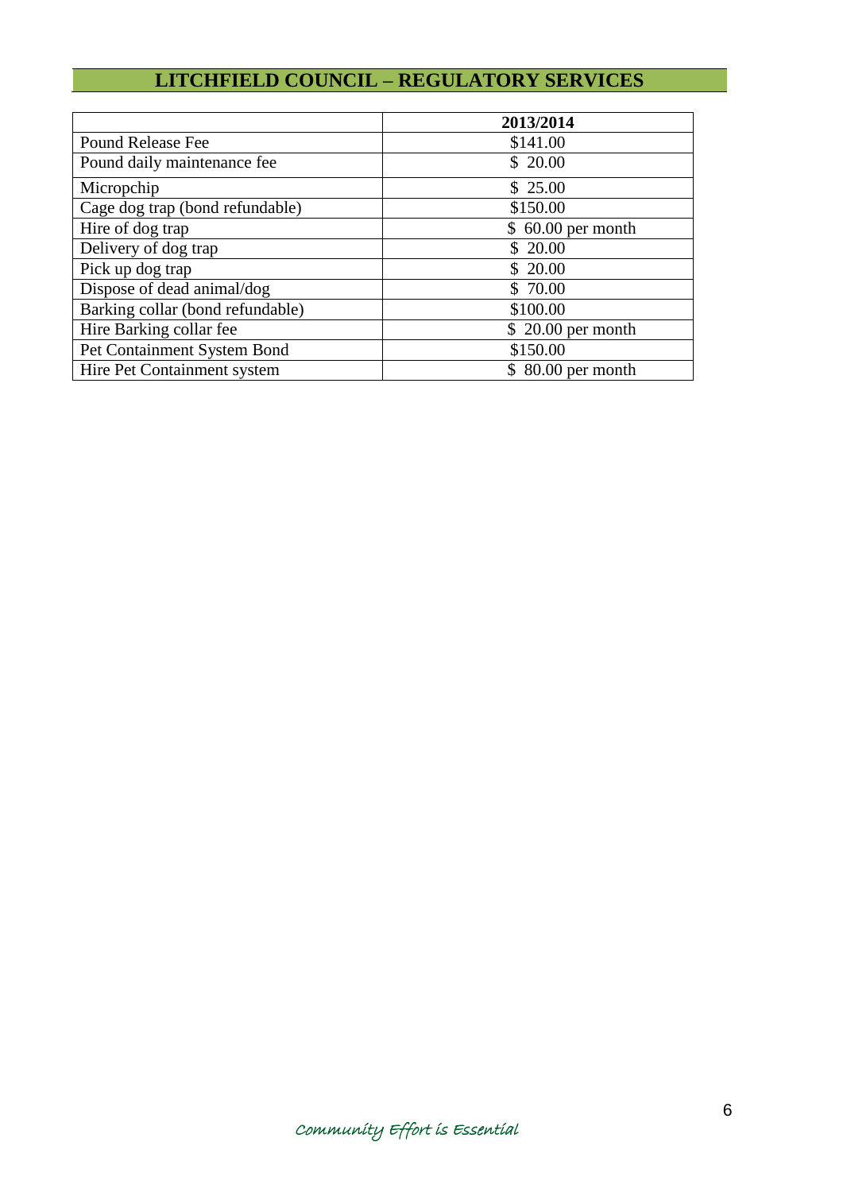## LITCHFIELD COUNCIL – REGULATORY SERVICES

| | **2013/2014** |
|---|---|
| Pound Release Fee | $141.00 |
| Pound daily maintenance fee | $ 20.00 |
| Micropchip | $ 25.00 |
| Cage dog trap (bond refundable) | $150.00 |
| Hire of dog trap | $ 60.00 per month |
| Delivery of dog trap | $ 20.00 |
| Pick up dog trap | $ 20.00 |
| Dispose of dead animal/dog | $ 70.00 |
| Barking collar (bond refundable) | $100.00 |
| Hire Barking collar fee | $ 20.00 per month |
| Pet Containment System Bond | $150.00 |
| Hire Pet Containment system | $ 80.00 per month |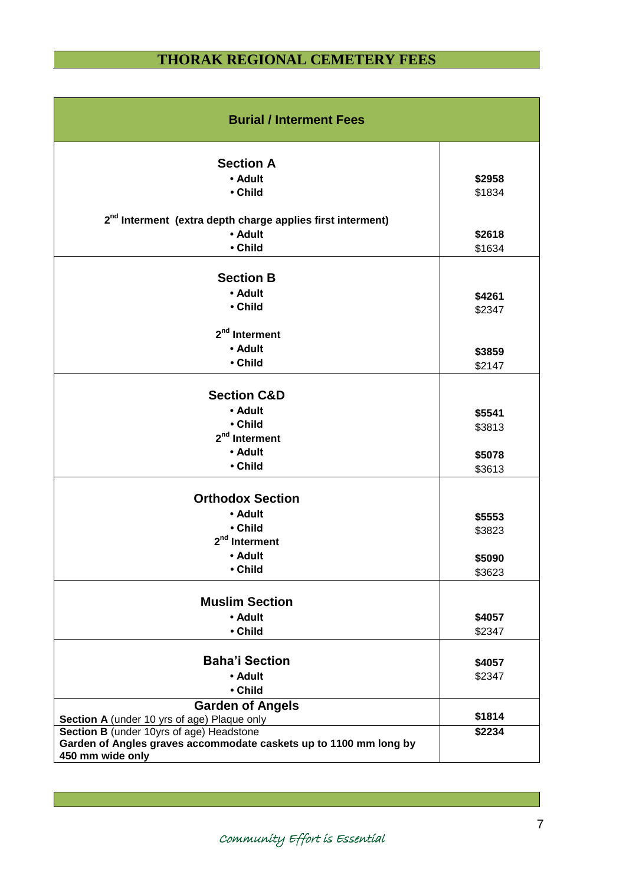# THORAK REGIONAL CEMETERY FEES

| Burial / Interment Fees | |
|---|---|
| **Section A** | |
| • **Adult** | **$2958** |
| • **Child** | $1834 |
| **2nd Interment (extra depth charge applies first interment)** | |
| • **Adult** | **$2618** |
| • **Child** | $1634 |
| **Section B** | |
| • **Adult** | **$4261** |
| • **Child** | $2347 |
| **2nd Interment** | |
| • **Adult** | **$3859** |
| • **Child** | $2147 |
| **Section C&D** | |
| • **Adult** | **$5541** |
| • **Child** | $3813 |
| **2nd Interment** | |
| • **Adult** | **$5078** |
| • **Child** | $3613 |
| **Orthodox Section** | |
| • **Adult** | **$5553** |
| • **Child** | $3823 |
| **2nd Interment** | |
| • **Adult** | **$5090** |
| • **Child** | $3623 |
| **Muslim Section** | |
| • **Adult** | **$4057** |
| • **Child** | $2347 |
| **Baha'i Section** | |
| • **Adult** | **$4057** |
| • **Child** | $2347 |
| **Garden of Angels** | |
| **Section A** (under 10 yrs of age) Plaque only | **$1814** |
| **Section B** (under 10yrs of age) Headstone **Garden of Angles graves accommodate caskets up to 1100 mm long by 450 mm wide only** | **$2234** |

*Community Effort is Essential*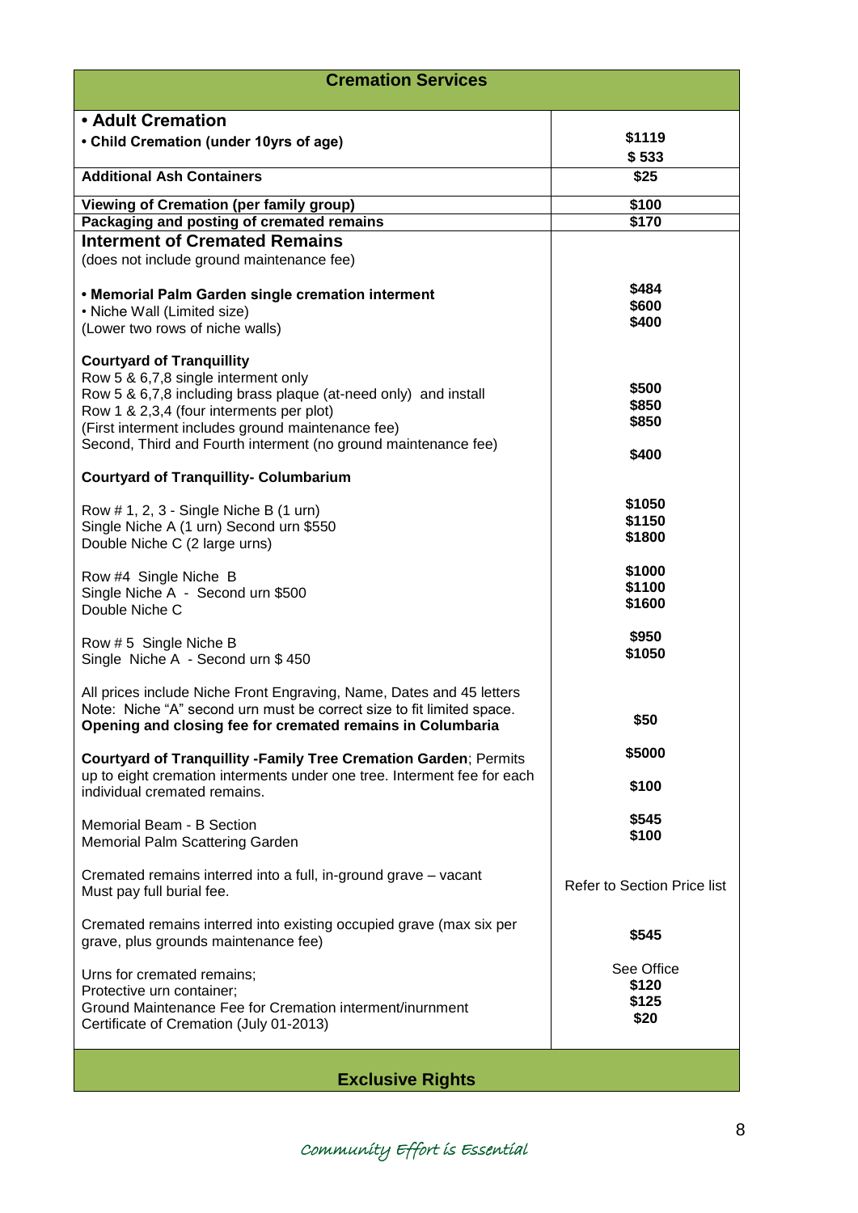| Cremation Services | |
|---|---|
| **• Adult Cremation**<br>**• Child Cremation (under 10yrs of age)** | **$1119**<br>**$ 533** |
| **Additional Ash Containers** | **$25** |
| **Viewing of Cremation (per family group)** | **$100** |
| **Packaging and posting of cremated remains** | **$170** |
| **Interment of Cremated Remains**<br>(does not include ground maintenance fee) | |
| **• Memorial Palm Garden single cremation interment**<br>• Niche Wall (Limited size)<br>(Lower two rows of niche walls) | **$484**<br>**$600**<br>**$400** |
| **Courtyard of Tranquillity**<br>Row 5 & 6,7,8 single interment only<br>Row 5 & 6,7,8 including brass plaque (at-need only) and install<br>Row 1 & 2,3,4 (four interments per plot)<br>(First interment includes ground maintenance fee)<br>Second, Third and Fourth interment (no ground maintenance fee) | **$500**<br>**$850**<br>**$850**<br><br>**$400** |
| **Courtyard of Tranquillity- Columbarium** | |
| Row # 1, 2, 3 - Single Niche B (1 urn)<br>Single Niche A (1 urn) Second urn $550<br>Double Niche C (2 large urns) | **$1050**<br>**$1150**<br>**$1800** |
| Row #4 Single Niche B<br>Single Niche A - Second urn $500<br>Double Niche C | **$1000**<br>**$1100**<br>**$1600** |
| Row # 5 Single Niche B<br>Single Niche A - Second urn $ 450 | **$950**<br>**$1050** |
| All prices include Niche Front Engraving, Name, Dates and 45 letters<br>Note: Niche "A" second urn must be correct size to fit limited space.<br>**Opening and closing fee for cremated remains in Columbaria** | **$50** |
| **Courtyard of Tranquillity -Family Tree Cremation Garden**; Permits up to eight cremation interments under one tree. Interment fee for each individual cremated remains. | **$5000**<br><br>**$100** |
| Memorial Beam - B Section<br>Memorial Palm Scattering Garden | **$545**<br>**$100** |
| Cremated remains interred into a full, in-ground grave – vacant<br>Must pay full burial fee. | Refer to Section Price list |
| Cremated remains interred into existing occupied grave (max six per grave, plus grounds maintenance fee) | **$545** |
| Urns for cremated remains;<br>Protective urn container;<br>Ground Maintenance Fee for Cremation interment/inurnment<br>Certificate of Cremation (July 01-2013) | See Office<br>**$120**<br>**$125**<br>**$20** |

## Exclusive Rights

*Community Effort is Essential*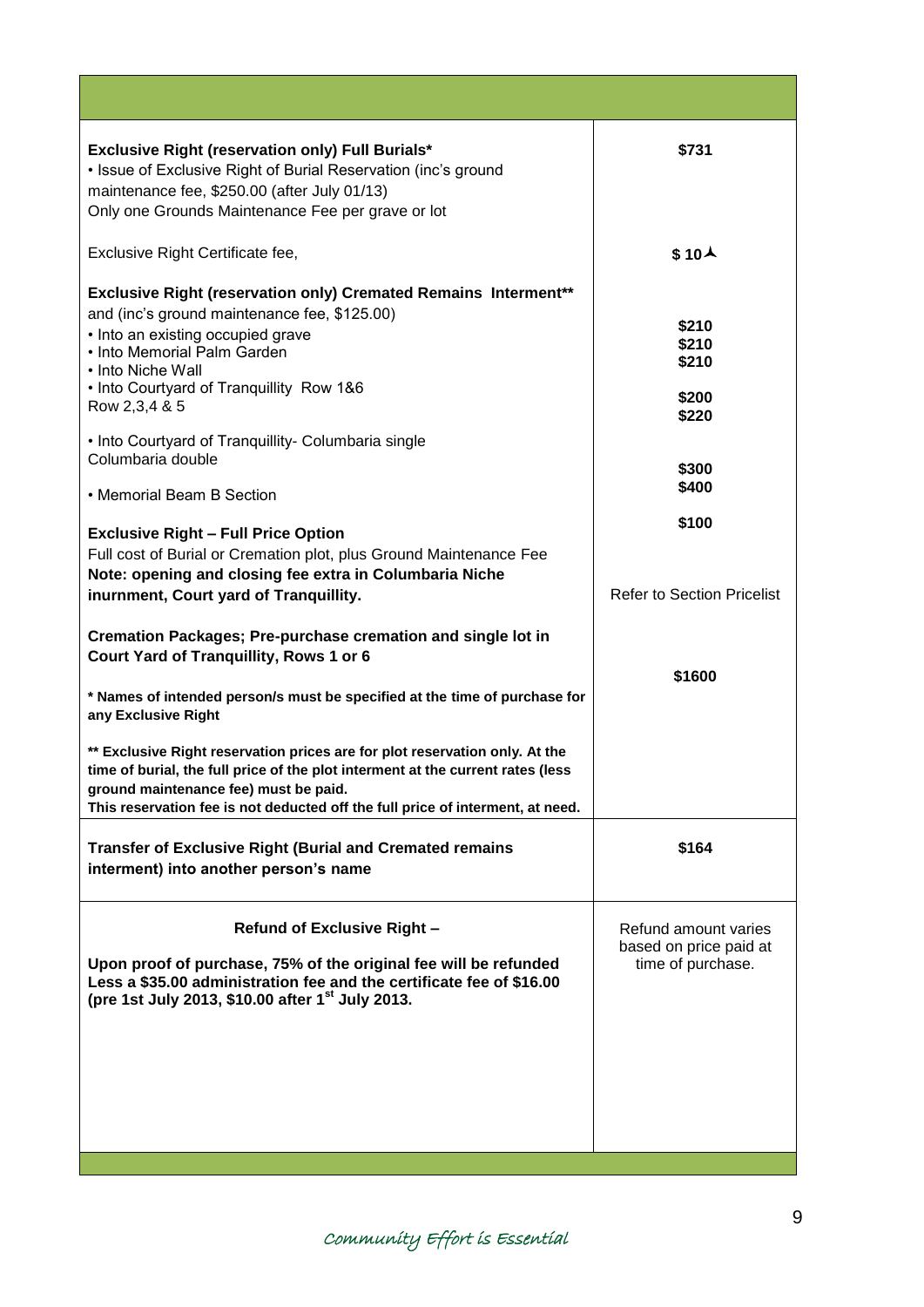| | |
|---|---|
| **Exclusive Right (reservation only) Full Burials*** <br> • Issue of Exclusive Right of Burial Reservation (inc's ground maintenance fee, $250.00 (after July 01/13) <br> Only one Grounds Maintenance Fee per grave or lot <br><br> Exclusive Right Certificate fee, | **$731** <br><br><br><br><br> **$ 10⅄** |
| **Exclusive Right (reservation only) Cremated Remains Interment**** <br> and (inc's ground maintenance fee, $125.00) <br> • Into an existing occupied grave <br> • Into Memorial Palm Garden <br> • Into Niche Wall <br> • Into Courtyard of Tranquillity Row 1&6 <br> Row 2,3,4 & 5 <br><br> • Into Courtyard of Tranquillity- Columbaria single <br> Columbaria double <br><br> • Memorial Beam B Section | <br><br> **$210** <br> **$210** <br> **$210** <br><br> **$200** <br> **$220** <br><br> **$300** <br> **$400** <br><br> **$100** |
| **Exclusive Right – Full Price Option** <br> Full cost of Burial or Cremation plot, plus Ground Maintenance Fee <br> **Note: opening and closing fee extra in Columbaria Niche inurnment, Court yard of Tranquillity.** | Refer to Section Pricelist |
| **Cremation Packages; Pre-purchase cremation and single lot in Court Yard of Tranquillity, Rows 1 or 6** | **$1600** |
| *** Names of intended person/s must be specified at the time of purchase for any Exclusive Right** <br><br> **** Exclusive Right reservation prices are for plot reservation only. At the time of burial, the full price of the plot interment at the current rates (less ground maintenance fee) must be paid.** <br> **This reservation fee is not deducted off the full price of interment, at need.** | |
| **Transfer of Exclusive Right (Burial and Cremated remains interment) into another person's name** | **$164** |
| **Refund of Exclusive Right –** <br><br> **Upon proof of purchase, 75% of the original fee will be refunded Less a $35.00 administration fee and the certificate fee of $16.00 (pre 1st July 2013, $10.00 after 1st July 2013.** | Refund amount varies based on price paid at time of purchase. |

*Community Effort is Essential*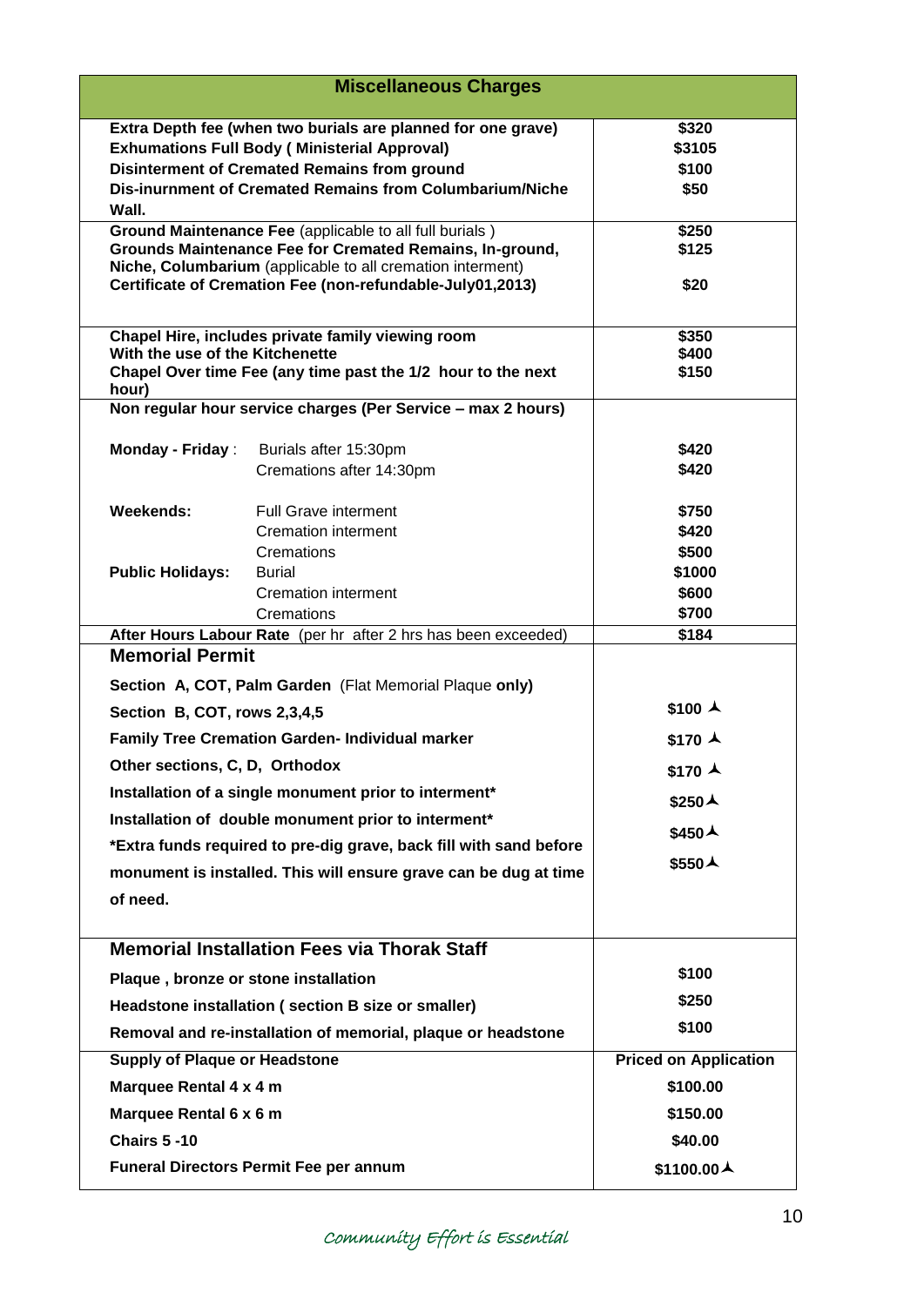| Miscellaneous Charges | |
|---|---|
| **Extra Depth fee (when two burials are planned for one grave)** | **$320** |
| **Exhumations Full Body ( Ministerial Approval)** | **$3105** |
| **Disinterment of Cremated Remains from ground** | **$100** |
| **Dis-inurnment of Cremated Remains from Columbarium/Niche Wall.** | **$50** |
| **Ground Maintenance Fee** (applicable to all full burials ) | **$250** |
| **Grounds Maintenance Fee for Cremated Remains, In-ground, Niche, Columbarium** (applicable to all cremation interment) | **$125** |
| **Certificate of Cremation Fee (non-refundable-July01,2013)** | **$20** |
| **Chapel Hire, includes private family viewing room** | **$350** |
| **With the use of the Kitchenette** | **$400** |
| **Chapel Over time Fee (any time past the 1/2 hour to the next hour)** | **$150** |
| **Non regular hour service charges (Per Service – max 2 hours)** | |
| **Monday - Friday** : Burials after 15:30pm | **$420** |
| Cremations after 14:30pm | **$420** |
| **Weekends:** Full Grave interment | **$750** |
| Cremation interment | **$420** |
| Cremations | **$500** |
| **Public Holidays:** Burial | **$1000** |
| Cremation interment | **$600** |
| Cremations | **$700** |
| **After Hours Labour Rate** (per hr after 2 hrs has been exceeded) | **$184** |
| **Memorial Permit** | |
| **Section A, COT, Palm Garden** (Flat Memorial Plaque **only**) | **$100 ⅄** |
| **Section B, COT, rows 2,3,4,5** | **$170 ⅄** |
| **Family Tree Cremation Garden- Individual marker** | **$170 ⅄** |
| **Other sections, C, D, Orthodox** | **$250⅄** |
| **Installation of a single monument prior to interment*** | **$450⅄** |
| **Installation of double monument prior to interment*** | **$550⅄** |
| ***Extra funds required to pre-dig grave, back fill with sand before monument is installed. This will ensure grave can be dug at time of need.** | |
| **Memorial Installation Fees via Thorak Staff** | |
| **Plaque , bronze or stone installation** | **$100** |
| **Headstone installation ( section B size or smaller)** | **$250** |
| **Removal and re-installation of memorial, plaque or headstone** | **$100** |
| **Supply of Plaque or Headstone** | **Priced on Application** |
| **Marquee Rental 4 x 4 m** | **$100.00** |
| **Marquee Rental 6 x 6 m** | **$150.00** |
| **Chairs 5 -10** | **$40.00** |
| **Funeral Directors Permit Fee per annum** | **$1100.00⅄** |

*Community Effort is Essential*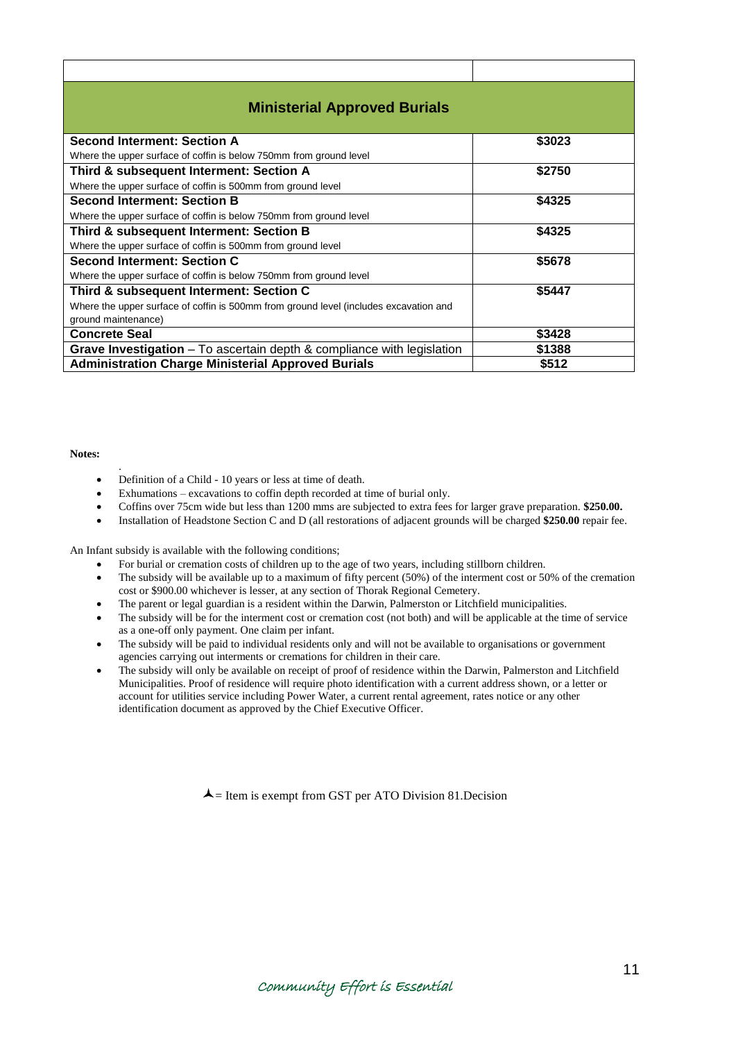| | |
|---|---|
| **Ministerial Approved Burials** | |
| **Second Interment: Section A**<br>Where the upper surface of coffin is below 750mm from ground level | **$3023** |
| **Third & subsequent Interment: Section A**<br>Where the upper surface of coffin is 500mm from ground level | **$2750** |
| **Second Interment: Section B**<br>Where the upper surface of coffin is below 750mm from ground level | **$4325** |
| **Third & subsequent Interment: Section B**<br>Where the upper surface of coffin is 500mm from ground level | **$4325** |
| **Second Interment: Section C**<br>Where the upper surface of coffin is below 750mm from ground level | **$5678** |
| **Third & subsequent Interment: Section C**<br>Where the upper surface of coffin is 500mm from ground level (includes excavation and ground maintenance) | **$5447** |
| **Concrete Seal** | **$3428** |
| **Grave Investigation** – To ascertain depth & compliance with legislation | **$1388** |
| **Administration Charge Ministerial Approved Burials** | **$512** |

**Notes:**

- Definition of a Child - 10 years or less at time of death.
- Exhumations – excavations to coffin depth recorded at time of burial only.
- Coffins over 75cm wide but less than 1200 mms are subjected to extra fees for larger grave preparation. **$250.00.**
- Installation of Headstone Section C and D (all restorations of adjacent grounds will be charged **$250.00** repair fee.

An Infant subsidy is available with the following conditions;

- For burial or cremation costs of children up to the age of two years, including stillborn children.
- The subsidy will be available up to a maximum of fifty percent (50%) of the interment cost or 50% of the cremation cost or $900.00 whichever is lesser, at any section of Thorak Regional Cemetery.
- The parent or legal guardian is a resident within the Darwin, Palmerston or Litchfield municipalities.
- The subsidy will be for the interment cost or cremation cost (not both) and will be applicable at the time of service as a one-off only payment. One claim per infant.
- The subsidy will be paid to individual residents only and will not be available to organisations or government agencies carrying out interments or cremations for children in their care.
- The subsidy will only be available on receipt of proof of residence within the Darwin, Palmerston and Litchfield Municipalities. Proof of residence will require photo identification with a current address shown, or a letter or account for utilities service including Power Water, a current rental agreement, rates notice or any other identification document as approved by the Chief Executive Officer.

⅄= Item is exempt from GST per ATO Division 81.Decision

*Community Effort is Essential*